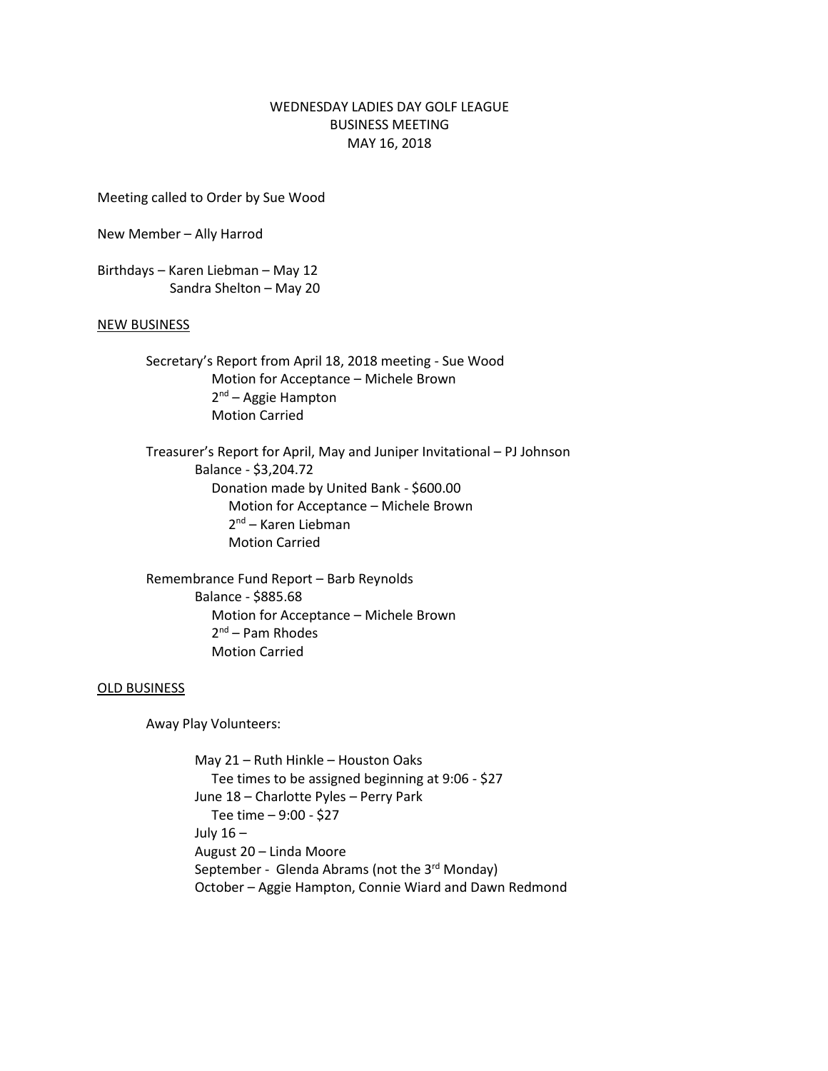# WEDNESDAY LADIES DAY GOLF LEAGUE
## BUSINESS MEETING
### MAY 16, 2018

Meeting called to Order by Sue Wood

New Member – Ally Harrod

Birthdays – Karen Liebman – May 12
Sandra Shelton – May 20

## NEW BUSINESS

Secretary's Report from April 18, 2018 meeting - Sue Wood
- Motion for Acceptance – Michele Brown
- 2nd – Aggie Hampton
- Motion Carried

Treasurer's Report for April, May and Juniper Invitational – PJ Johnson
- Balance - $3,204.72
  - Donation made by United Bank - $600.00
    - Motion for Acceptance – Michele Brown
    - 2nd – Karen Liebman
    - Motion Carried

Remembrance Fund Report – Barb Reynolds
- Balance - $885.68
  - Motion for Acceptance – Michele Brown
  - 2nd – Pam Rhodes
  - Motion Carried

## OLD BUSINESS

Away Play Volunteers:

- May 21 – Ruth Hinkle – Houston Oaks
  - Tee times to be assigned beginning at 9:06 - $27
- June 18 – Charlotte Pyles – Perry Park
  - Tee time – 9:00 - $27
- July 16 –
- August 20 – Linda Moore
- September - Glenda Abrams (not the 3rd Monday)
- October – Aggie Hampton, Connie Wiard and Dawn Redmond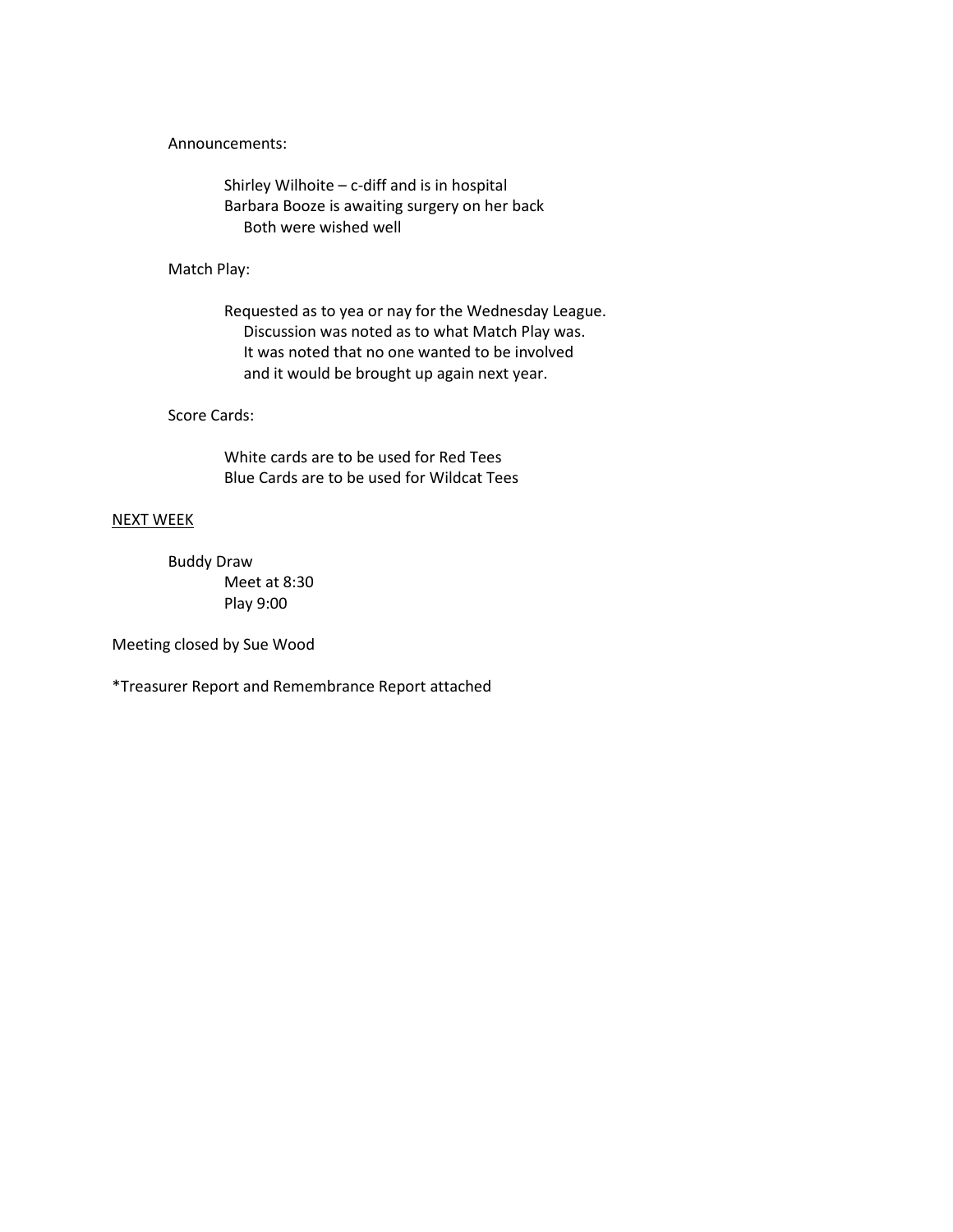Announcements:

Shirley Wilhoite – c-diff and is in hospital
Barbara Booze is awaiting surgery on her back
Both were wished well

Match Play:

Requested as to yea or nay for the Wednesday League.
Discussion was noted as to what Match Play was.
It was noted that no one wanted to be involved
and it would be brought up again next year.

Score Cards:

White cards are to be used for Red Tees
Blue Cards are to be used for Wildcat Tees

<u>NEXT WEEK</u>

Buddy Draw
Meet at 8:30
Play 9:00

Meeting closed by Sue Wood

*Treasurer Report and Remembrance Report attached